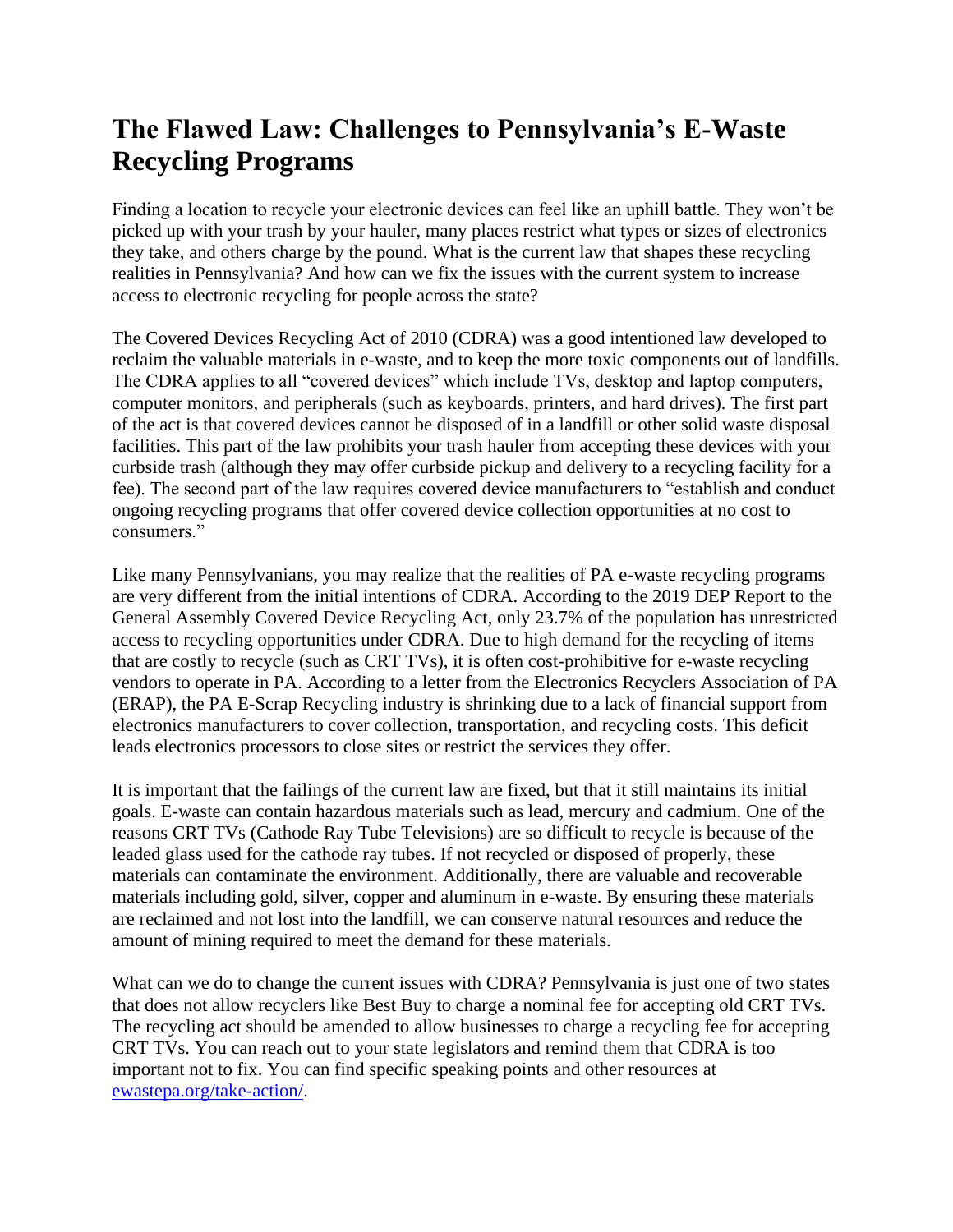# The Flawed Law: Challenges to Pennsylvania's E-Waste Recycling Programs

Finding a location to recycle your electronic devices can feel like an uphill battle. They won't be picked up with your trash by your hauler, many places restrict what types or sizes of electronics they take, and others charge by the pound. What is the current law that shapes these recycling realities in Pennsylvania? And how can we fix the issues with the current system to increase access to electronic recycling for people across the state?

The Covered Devices Recycling Act of 2010 (CDRA) was a good intentioned law developed to reclaim the valuable materials in e-waste, and to keep the more toxic components out of landfills. The CDRA applies to all "covered devices" which include TVs, desktop and laptop computers, computer monitors, and peripherals (such as keyboards, printers, and hard drives). The first part of the act is that covered devices cannot be disposed of in a landfill or other solid waste disposal facilities. This part of the law prohibits your trash hauler from accepting these devices with your curbside trash (although they may offer curbside pickup and delivery to a recycling facility for a fee). The second part of the law requires covered device manufacturers to "establish and conduct ongoing recycling programs that offer covered device collection opportunities at no cost to consumers."

Like many Pennsylvanians, you may realize that the realities of PA e-waste recycling programs are very different from the initial intentions of CDRA. According to the 2019 DEP Report to the General Assembly Covered Device Recycling Act, only 23.7% of the population has unrestricted access to recycling opportunities under CDRA. Due to high demand for the recycling of items that are costly to recycle (such as CRT TVs), it is often cost-prohibitive for e-waste recycling vendors to operate in PA. According to a letter from the Electronics Recyclers Association of PA (ERAP), the PA E-Scrap Recycling industry is shrinking due to a lack of financial support from electronics manufacturers to cover collection, transportation, and recycling costs. This deficit leads electronics processors to close sites or restrict the services they offer.

It is important that the failings of the current law are fixed, but that it still maintains its initial goals. E-waste can contain hazardous materials such as lead, mercury and cadmium. One of the reasons CRT TVs (Cathode Ray Tube Televisions) are so difficult to recycle is because of the leaded glass used for the cathode ray tubes. If not recycled or disposed of properly, these materials can contaminate the environment. Additionally, there are valuable and recoverable materials including gold, silver, copper and aluminum in e-waste. By ensuring these materials are reclaimed and not lost into the landfill, we can conserve natural resources and reduce the amount of mining required to meet the demand for these materials.

What can we do to change the current issues with CDRA? Pennsylvania is just one of two states that does not allow recyclers like Best Buy to charge a nominal fee for accepting old CRT TVs. The recycling act should be amended to allow businesses to charge a recycling fee for accepting CRT TVs. You can reach out to your state legislators and remind them that CDRA is too important not to fix. You can find specific speaking points and other resources at [ewastepa.org/take-action/](ewastepa.org/take-action/).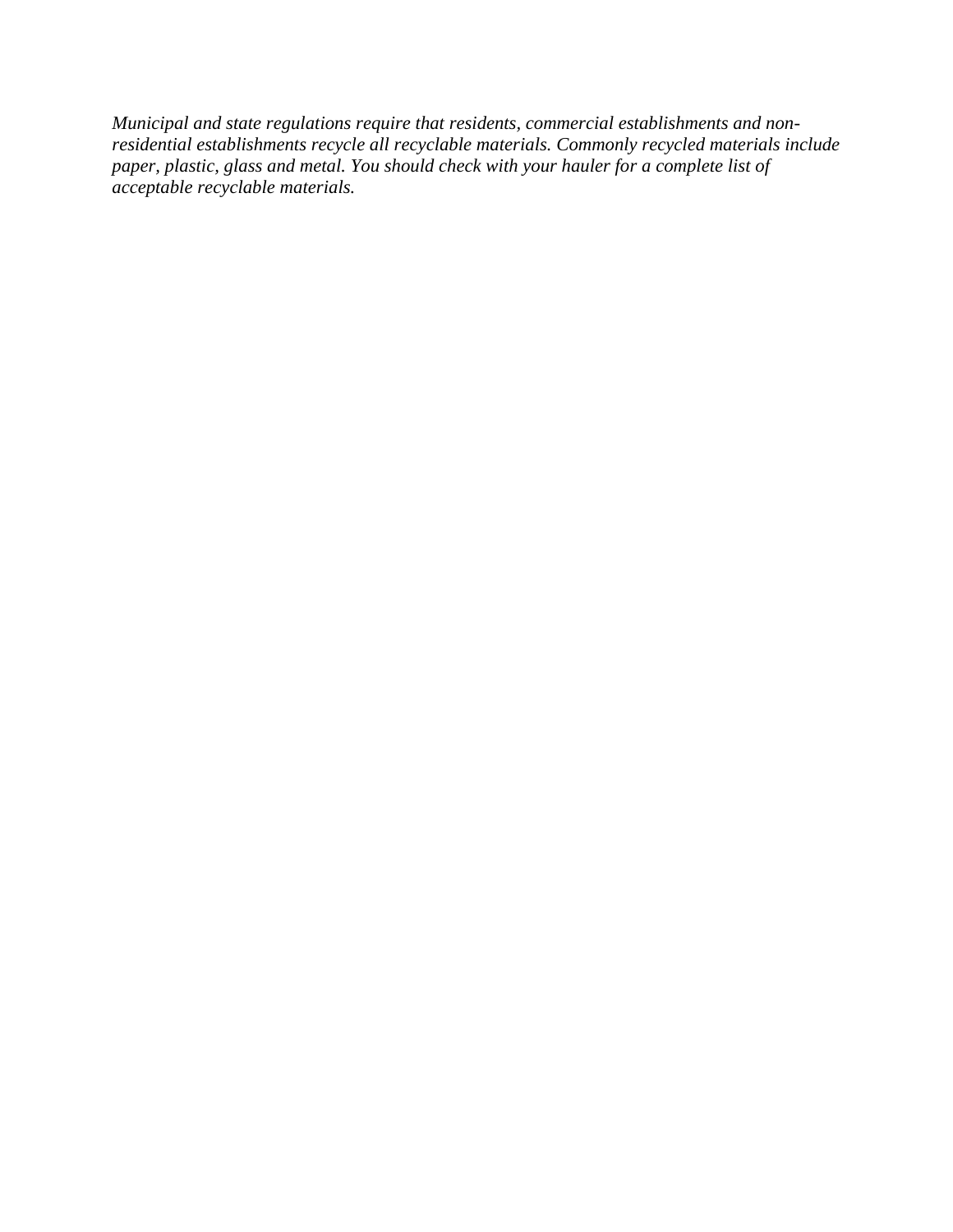*Municipal and state regulations require that residents, commercial establishments and non-residential establishments recycle all recyclable materials. Commonly recycled materials include paper, plastic, glass and metal. You should check with your hauler for a complete list of acceptable recyclable materials.*